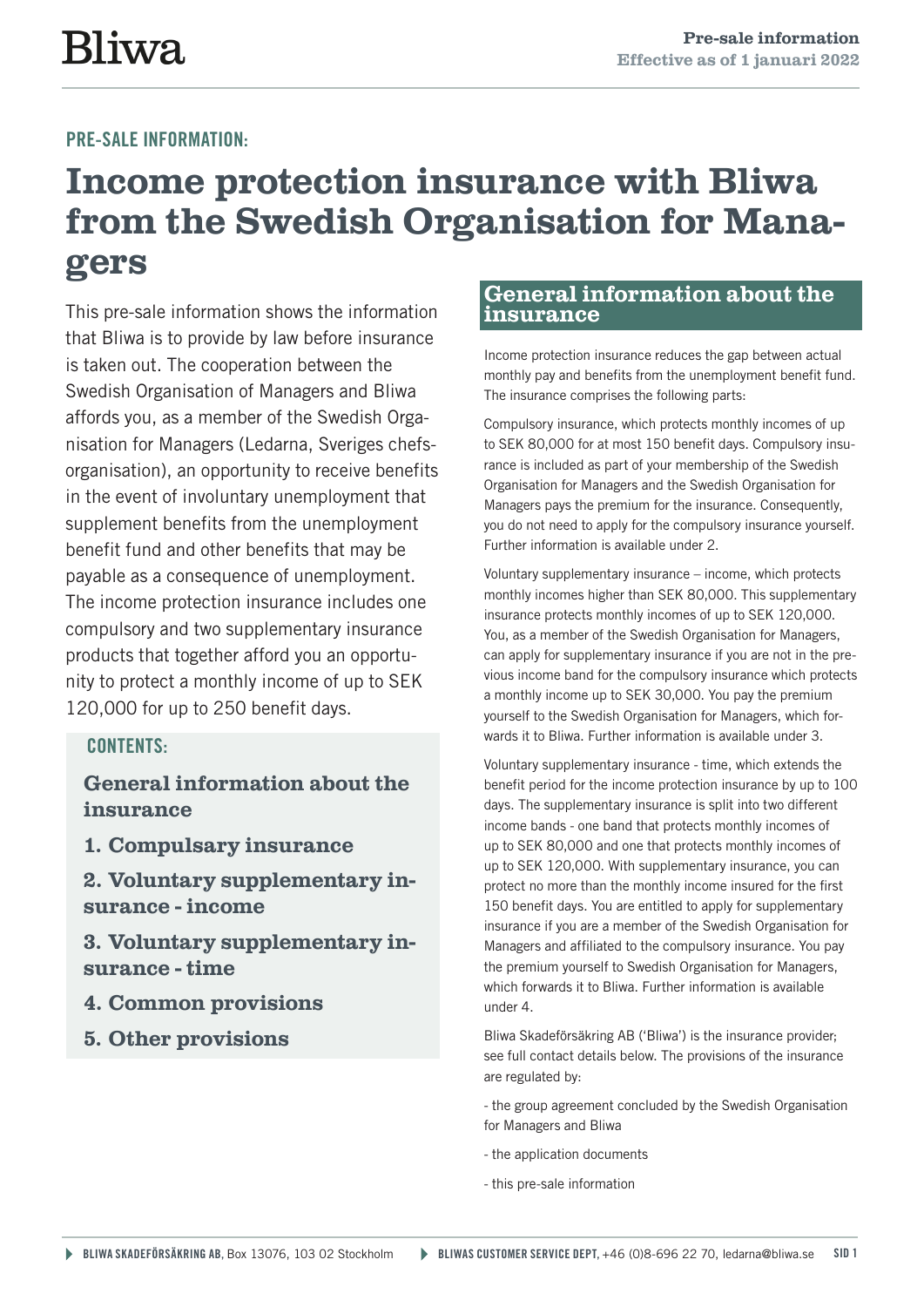**PRE-SALE INFORMATION:**

# Income protection insurance with Bliwa from the Swedish Organisation for Managers

This pre-sale information shows the information that Bliwa is to provide by law before insurance is taken out. The cooperation between the Swedish Organisation of Managers and Bliwa affords you, as a member of the Swedish Organisation for Managers (Ledarna, Sveriges chefsorganisation), an opportunity to receive benefits in the event of involuntary unemployment that supplement benefits from the unemployment benefit fund and other benefits that may be payable as a consequence of unemployment. The income protection insurance includes one compulsory and two supplementary insurance products that together afford you an opportunity to protect a monthly income of up to SEK 120,000 for up to 250 benefit days.

**CONTENTS:**

- General information about the insurance
- 1. Compulsary insurance
- 2. Voluntary supplementary insurance - income
- 3. Voluntary supplementary insurance - time
- 4. Common provisions
- 5. Other provisions

## General information about the insurance

Income protection insurance reduces the gap between actual monthly pay and benefits from the unemployment benefit fund. The insurance comprises the following parts:

Compulsory insurance, which protects monthly incomes of up to SEK 80,000 for at most 150 benefit days. Compulsory insurance is included as part of your membership of the Swedish Organisation for Managers and the Swedish Organisation for Managers pays the premium for the insurance. Consequently, you do not need to apply for the compulsory insurance yourself. Further information is available under 2.

Voluntary supplementary insurance – income, which protects monthly incomes higher than SEK 80,000. This supplementary insurance protects monthly incomes of up to SEK 120,000. You, as a member of the Swedish Organisation for Managers, can apply for supplementary insurance if you are not in the previous income band for the compulsory insurance which protects a monthly income up to SEK 30,000. You pay the premium yourself to the Swedish Organisation for Managers, which forwards it to Bliwa. Further information is available under 3.

Voluntary supplementary insurance - time, which extends the benefit period for the income protection insurance by up to 100 days. The supplementary insurance is split into two different income bands - one band that protects monthly incomes of up to SEK 80,000 and one that protects monthly incomes of up to SEK 120,000. With supplementary insurance, you can protect no more than the monthly income insured for the first 150 benefit days. You are entitled to apply for supplementary insurance if you are a member of the Swedish Organisation for Managers and affiliated to the compulsory insurance. You pay the premium yourself to Swedish Organisation for Managers, which forwards it to Bliwa. Further information is available under 4.

Bliwa Skadeförsäkring AB ('Bliwa') is the insurance provider; see full contact details below. The provisions of the insurance are regulated by:

- the group agreement concluded by the Swedish Organisation for Managers and Bliwa

- the application documents

- this pre-sale information

**BLIWA SKADEFÖRSÄKRING AB**, Box 13076, 103 02 Stockholm **BLIWAS CUSTOMER SERVICE DEPT**, +46 (0)8-696 22 70, ledarna@bliwa.se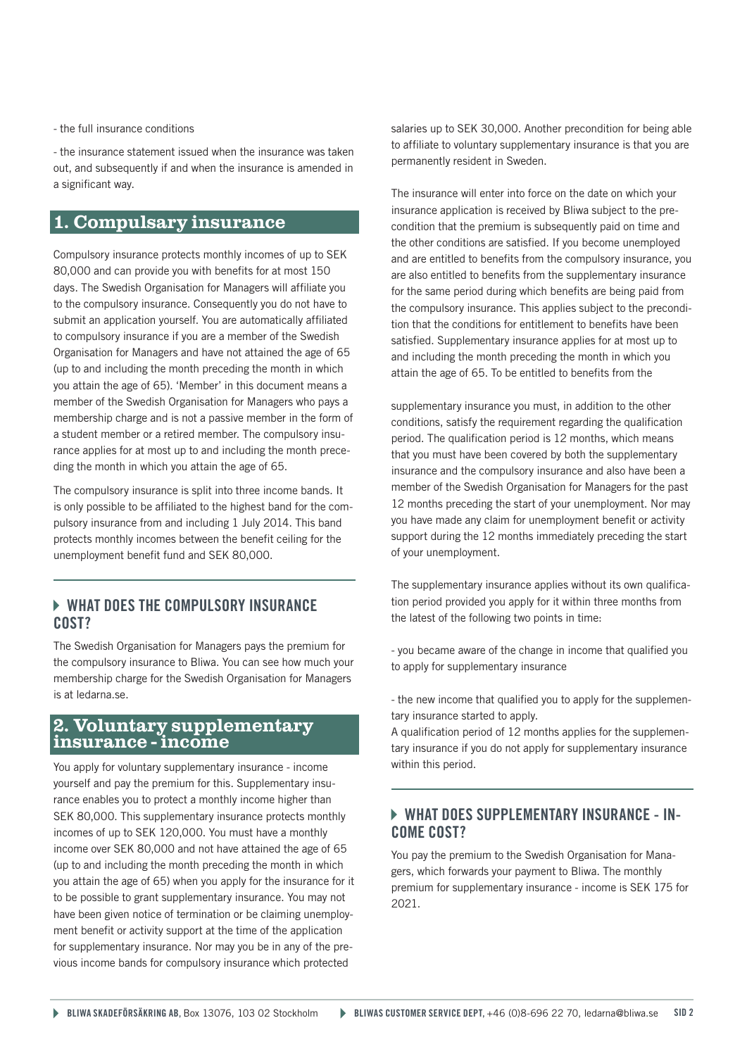- the full insurance conditions

- the insurance statement issued when the insurance was taken out, and subsequently if and when the insurance is amended in a significant way.

## 1. Compulsary insurance

Compulsory insurance protects monthly incomes of up to SEK 80,000 and can provide you with benefits for at most 150 days. The Swedish Organisation for Managers will affiliate you to the compulsory insurance. Consequently you do not have to submit an application yourself. You are automatically affiliated to compulsory insurance if you are a member of the Swedish Organisation for Managers and have not attained the age of 65 (up to and including the month preceding the month in which you attain the age of 65). 'Member' in this document means a member of the Swedish Organisation for Managers who pays a membership charge and is not a passive member in the form of a student member or a retired member. The compulsory insurance applies for at most up to and including the month preceding the month in which you attain the age of 65.

The compulsory insurance is split into three income bands. It is only possible to be affiliated to the highest band for the compulsory insurance from and including 1 July 2014. This band protects monthly incomes between the benefit ceiling for the unemployment benefit fund and SEK 80,000.

### WHAT DOES THE COMPULSORY INSURANCE COST?

The Swedish Organisation for Managers pays the premium for the compulsory insurance to Bliwa. You can see how much your membership charge for the Swedish Organisation for Managers is at ledarna.se.

## 2. Voluntary supplementary insurance - income

You apply for voluntary supplementary insurance - income yourself and pay the premium for this. Supplementary insurance enables you to protect a monthly income higher than SEK 80,000. This supplementary insurance protects monthly incomes of up to SEK 120,000. You must have a monthly income over SEK 80,000 and not have attained the age of 65 (up to and including the month preceding the month in which you attain the age of 65) when you apply for the insurance for it to be possible to grant supplementary insurance. You may not have been given notice of termination or be claiming unemployment benefit or activity support at the time of the application for supplementary insurance. Nor may you be in any of the previous income bands for compulsory insurance which protected salaries up to SEK 30,000. Another precondition for being able to affiliate to voluntary supplementary insurance is that you are permanently resident in Sweden.

The insurance will enter into force on the date on which your insurance application is received by Bliwa subject to the precondition that the premium is subsequently paid on time and the other conditions are satisfied. If you become unemployed and are entitled to benefits from the compulsory insurance, you are also entitled to benefits from the supplementary insurance for the same period during which benefits are being paid from the compulsory insurance. This applies subject to the precondition that the conditions for entitlement to benefits have been satisfied. Supplementary insurance applies for at most up to and including the month preceding the month in which you attain the age of 65. To be entitled to benefits from the supplementary insurance you must, in addition to the other conditions, satisfy the requirement regarding the qualification period. The qualification period is 12 months, which means that you must have been covered by both the supplementary insurance and the compulsory insurance and also have been a member of the Swedish Organisation for Managers for the past 12 months preceding the start of your unemployment. Nor may you have made any claim for unemployment benefit or activity support during the 12 months immediately preceding the start of your unemployment.

The supplementary insurance applies without its own qualification period provided you apply for it within three months from the latest of the following two points in time:

- you became aware of the change in income that qualified you to apply for supplementary insurance

- the new income that qualified you to apply for the supplementary insurance started to apply.

A qualification period of 12 months applies for the supplementary insurance if you do not apply for supplementary insurance within this period.

### WHAT DOES SUPPLEMENTARY INSURANCE - INCOME COST?

You pay the premium to the Swedish Organisation for Managers, which forwards your payment to Bliwa. The monthly premium for supplementary insurance - income is SEK 175 for 2021.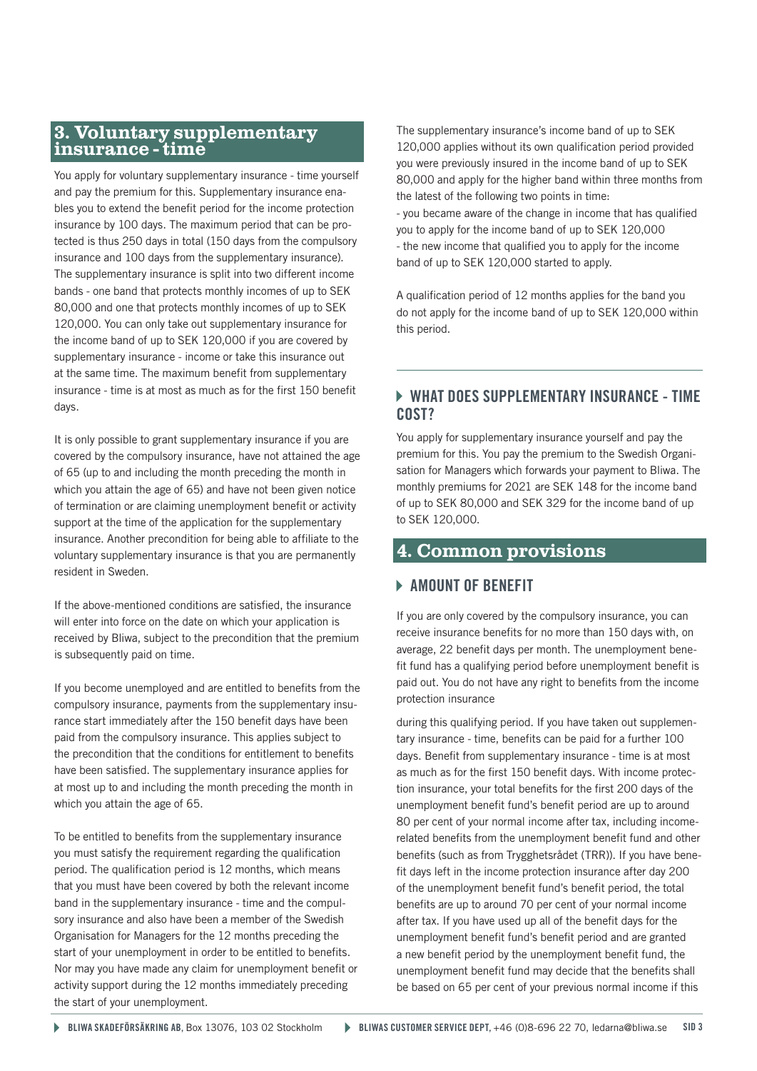## 3. Voluntary supplementary insurance - time

You apply for voluntary supplementary insurance - time yourself and pay the premium for this. Supplementary insurance enables you to extend the benefit period for the income protection insurance by 100 days. The maximum period that can be protected is thus 250 days in total (150 days from the compulsory insurance and 100 days from the supplementary insurance). The supplementary insurance is split into two different income bands - one band that protects monthly incomes of up to SEK 80,000 and one that protects monthly incomes of up to SEK 120,000. You can only take out supplementary insurance for the income band of up to SEK 120,000 if you are covered by supplementary insurance - income or take this insurance out at the same time. The maximum benefit from supplementary insurance - time is at most as much as for the first 150 benefit days.

It is only possible to grant supplementary insurance if you are covered by the compulsory insurance, have not attained the age of 65 (up to and including the month preceding the month in which you attain the age of 65) and have not been given notice of termination or are claiming unemployment benefit or activity support at the time of the application for the supplementary insurance. Another precondition for being able to affiliate to the voluntary supplementary insurance is that you are permanently resident in Sweden.

If the above-mentioned conditions are satisfied, the insurance will enter into force on the date on which your application is received by Bliwa, subject to the precondition that the premium is subsequently paid on time.

If you become unemployed and are entitled to benefits from the compulsory insurance, payments from the supplementary insurance start immediately after the 150 benefit days have been paid from the compulsory insurance. This applies subject to the precondition that the conditions for entitlement to benefits have been satisfied. The supplementary insurance applies for at most up to and including the month preceding the month in which you attain the age of 65.

To be entitled to benefits from the supplementary insurance you must satisfy the requirement regarding the qualification period. The qualification period is 12 months, which means that you must have been covered by both the relevant income band in the supplementary insurance - time and the compulsory insurance and also have been a member of the Swedish Organisation for Managers for the 12 months preceding the start of your unemployment in order to be entitled to benefits. Nor may you have made any claim for unemployment benefit or activity support during the 12 months immediately preceding the start of your unemployment.

The supplementary insurance's income band of up to SEK 120,000 applies without its own qualification period provided you were previously insured in the income band of up to SEK 80,000 and apply for the higher band within three months from the latest of the following two points in time:

- you became aware of the change in income that has qualified you to apply for the income band of up to SEK 120,000
- the new income that qualified you to apply for the income band of up to SEK 120,000 started to apply.

A qualification period of 12 months applies for the band you do not apply for the income band of up to SEK 120,000 within this period.

### WHAT DOES SUPPLEMENTARY INSURANCE - TIME COST?

You apply for supplementary insurance yourself and pay the premium for this. You pay the premium to the Swedish Organisation for Managers which forwards your payment to Bliwa. The monthly premiums for 2021 are SEK 148 for the income band of up to SEK 80,000 and SEK 329 for the income band of up to SEK 120,000.

## 4. Common provisions

### AMOUNT OF BENEFIT

If you are only covered by the compulsory insurance, you can receive insurance benefits for no more than 150 days with, on average, 22 benefit days per month. The unemployment benefit fund has a qualifying period before unemployment benefit is paid out. You do not have any right to benefits from the income protection insurance

during this qualifying period. If you have taken out supplementary insurance - time, benefits can be paid for a further 100 days. Benefit from supplementary insurance - time is at most as much as for the first 150 benefit days. With income protection insurance, your total benefits for the first 200 days of the unemployment benefit fund's benefit period are up to around 80 per cent of your normal income after tax, including income-related benefits from the unemployment benefit fund and other benefits (such as from Trygghetsrådet (TRR)). If you have benefit days left in the income protection insurance after day 200 of the unemployment benefit fund's benefit period, the total benefits are up to around 70 per cent of your normal income after tax. If you have used up all of the benefit days for the unemployment benefit fund's benefit period and are granted a new benefit period by the unemployment benefit fund, the unemployment benefit fund may decide that the benefits shall be based on 65 per cent of your previous normal income if this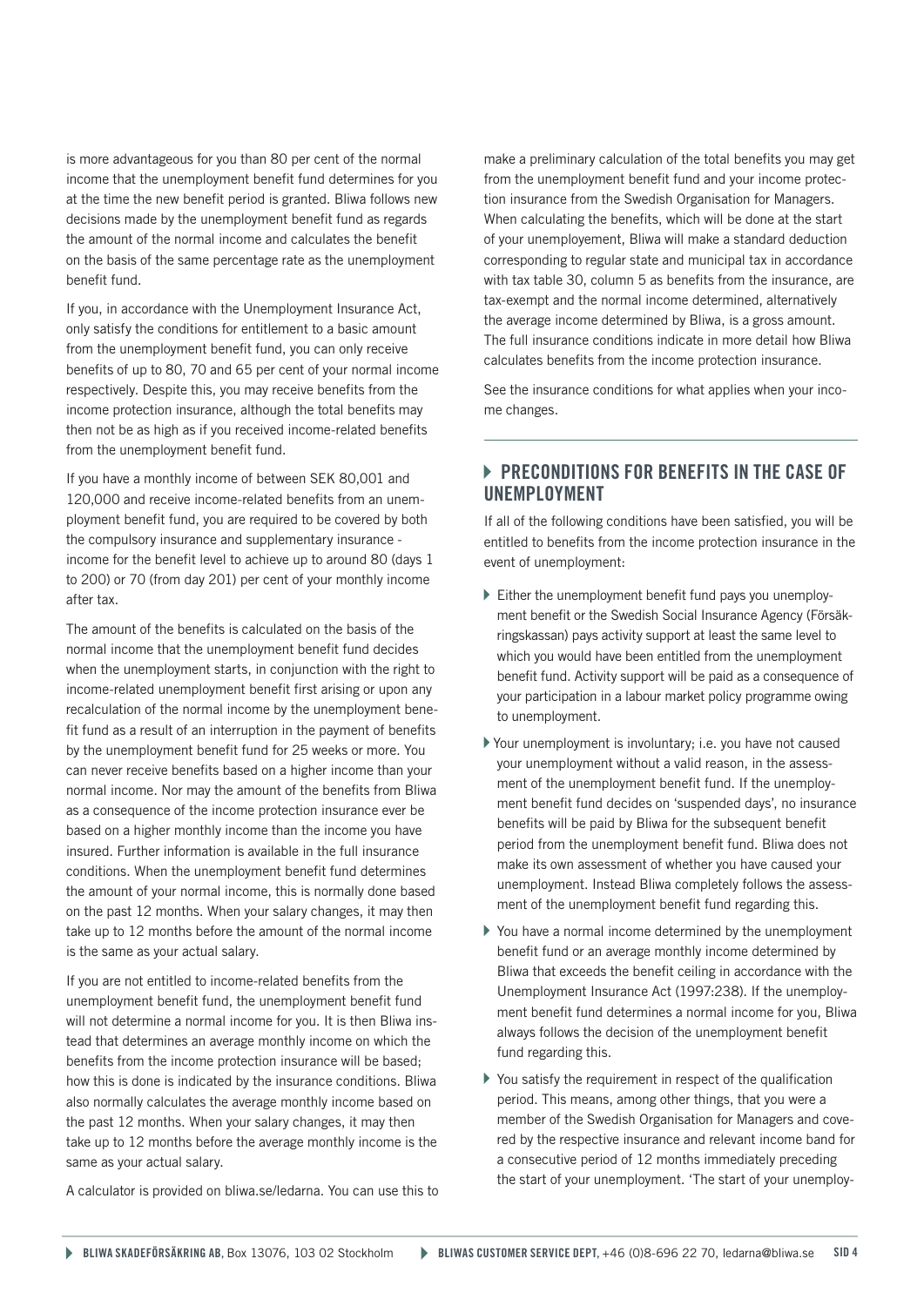is more advantageous for you than 80 per cent of the normal income that the unemployment benefit fund determines for you at the time the new benefit period is granted. Bliwa follows new decisions made by the unemployment benefit fund as regards the amount of the normal income and calculates the benefit on the basis of the same percentage rate as the unemployment benefit fund.

If you, in accordance with the Unemployment Insurance Act, only satisfy the conditions for entitlement to a basic amount from the unemployment benefit fund, you can only receive benefits of up to 80, 70 and 65 per cent of your normal income respectively. Despite this, you may receive benefits from the income protection insurance, although the total benefits may then not be as high as if you received income-related benefits from the unemployment benefit fund.

If you have a monthly income of between SEK 80,001 and 120,000 and receive income-related benefits from an unemployment benefit fund, you are required to be covered by both the compulsory insurance and supplementary insurance - income for the benefit level to achieve up to around 80 (days 1 to 200) or 70 (from day 201) per cent of your monthly income after tax.

The amount of the benefits is calculated on the basis of the normal income that the unemployment benefit fund decides when the unemployment starts, in conjunction with the right to income-related unemployment benefit first arising or upon any recalculation of the normal income by the unemployment benefit fund as a result of an interruption in the payment of benefits by the unemployment benefit fund for 25 weeks or more. You can never receive benefits based on a higher income than your normal income. Nor may the amount of the benefits from Bliwa as a consequence of the income protection insurance ever be based on a higher monthly income than the income you have insured. Further information is available in the full insurance conditions. When the unemployment benefit fund determines the amount of your normal income, this is normally done based on the past 12 months. When your salary changes, it may then take up to 12 months before the amount of the normal income is the same as your actual salary.

If you are not entitled to income-related benefits from the unemployment benefit fund, the unemployment benefit fund will not determine a normal income for you. It is then Bliwa instead that determines an average monthly income on which the benefits from the income protection insurance will be based; how this is done is indicated by the insurance conditions. Bliwa also normally calculates the average monthly income based on the past 12 months. When your salary changes, it may then take up to 12 months before the average monthly income is the same as your actual salary.

A calculator is provided on bliwa.se/ledarna. You can use this to make a preliminary calculation of the total benefits you may get from the unemployment benefit fund and your income protection insurance from the Swedish Organisation for Managers. When calculating the benefits, which will be done at the start of your unemployement, Bliwa will make a standard deduction corresponding to regular state and municipal tax in accordance with tax table 30, column 5 as benefits from the insurance, are tax-exempt and the normal income determined, alternatively the average income determined by Bliwa, is a gross amount. The full insurance conditions indicate in more detail how Bliwa calculates benefits from the income protection insurance.

See the insurance conditions for what applies when your income changes.

## PRECONDITIONS FOR BENEFITS IN THE CASE OF UNEMPLOYMENT

If all of the following conditions have been satisfied, you will be entitled to benefits from the income protection insurance in the event of unemployment:

- Either the unemployment benefit fund pays you unemployment benefit or the Swedish Social Insurance Agency (Försäkringskassan) pays activity support at least the same level to which you would have been entitled from the unemployment benefit fund. Activity support will be paid as a consequence of your participation in a labour market policy programme owing to unemployment.
- Your unemployment is involuntary; i.e. you have not caused your unemployment without a valid reason, in the assessment of the unemployment benefit fund. If the unemployment benefit fund decides on 'suspended days', no insurance benefits will be paid by Bliwa for the subsequent benefit period from the unemployment benefit fund. Bliwa does not make its own assessment of whether you have caused your unemployment. Instead Bliwa completely follows the assessment of the unemployment benefit fund regarding this.
- You have a normal income determined by the unemployment benefit fund or an average monthly income determined by Bliwa that exceeds the benefit ceiling in accordance with the Unemployment Insurance Act (1997:238). If the unemployment benefit fund determines a normal income for you, Bliwa always follows the decision of the unemployment benefit fund regarding this.
- You satisfy the requirement in respect of the qualification period. This means, among other things, that you were a member of the Swedish Organisation for Managers and covered by the respective insurance and relevant income band for a consecutive period of 12 months immediately preceding the start of your unemployment. 'The start of your unemploy-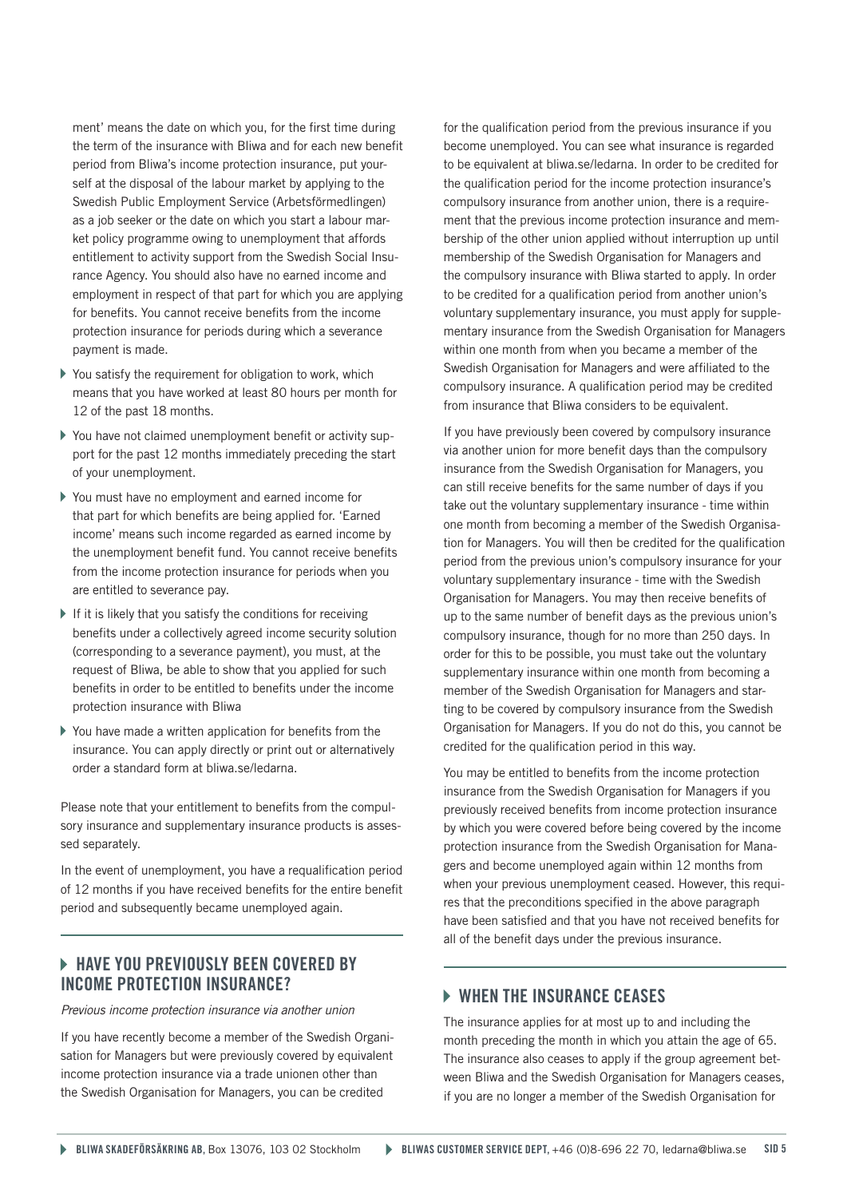ment' means the date on which you, for the first time during the term of the insurance with Bliwa and for each new benefit period from Bliwa's income protection insurance, put yourself at the disposal of the labour market by applying to the Swedish Public Employment Service (Arbetsförmedlingen) as a job seeker or the date on which you start a labour market policy programme owing to unemployment that affords entitlement to activity support from the Swedish Social Insurance Agency. You should also have no earned income and employment in respect of that part for which you are applying for benefits. You cannot receive benefits from the income protection insurance for periods during which a severance payment is made.

- You satisfy the requirement for obligation to work, which means that you have worked at least 80 hours per month for 12 of the past 18 months.
- You have not claimed unemployment benefit or activity support for the past 12 months immediately preceding the start of your unemployment.
- You must have no employment and earned income for that part for which benefits are being applied for. 'Earned income' means such income regarded as earned income by the unemployment benefit fund. You cannot receive benefits from the income protection insurance for periods when you are entitled to severance pay.
- If it is likely that you satisfy the conditions for receiving benefits under a collectively agreed income security solution (corresponding to a severance payment), you must, at the request of Bliwa, be able to show that you applied for such benefits in order to be entitled to benefits under the income protection insurance with Bliwa
- You have made a written application for benefits from the insurance. You can apply directly or print out or alternatively order a standard form at bliwa.se/ledarna.

Please note that your entitlement to benefits from the compulsory insurance and supplementary insurance products is assessed separately.

In the event of unemployment, you have a requalification period of 12 months if you have received benefits for the entire benefit period and subsequently became unemployed again.

## HAVE YOU PREVIOUSLY BEEN COVERED BY INCOME PROTECTION INSURANCE?

*Previous income protection insurance via another union*

If you have recently become a member of the Swedish Organisation for Managers but were previously covered by equivalent income protection insurance via a trade unionen other than the Swedish Organisation for Managers, you can be credited for the qualification period from the previous insurance if you become unemployed. You can see what insurance is regarded to be equivalent at bliwa.se/ledarna. In order to be credited for the qualification period for the income protection insurance's compulsory insurance from another union, there is a requirement that the previous income protection insurance and membership of the other union applied without interruption up until membership of the Swedish Organisation for Managers and the compulsory insurance with Bliwa started to apply. In order to be credited for a qualification period from another union's voluntary supplementary insurance, you must apply for supplementary insurance from the Swedish Organisation for Managers within one month from when you became a member of the Swedish Organisation for Managers and were affiliated to the compulsory insurance. A qualification period may be credited from insurance that Bliwa considers to be equivalent.

If you have previously been covered by compulsory insurance via another union for more benefit days than the compulsory insurance from the Swedish Organisation for Managers, you can still receive benefits for the same number of days if you take out the voluntary supplementary insurance - time within one month from becoming a member of the Swedish Organisation for Managers. You will then be credited for the qualification period from the previous union's compulsory insurance for your voluntary supplementary insurance - time with the Swedish Organisation for Managers. You may then receive benefits of up to the same number of benefit days as the previous union's compulsory insurance, though for no more than 250 days. In order for this to be possible, you must take out the voluntary supplementary insurance within one month from becoming a member of the Swedish Organisation for Managers and starting to be covered by compulsory insurance from the Swedish Organisation for Managers. If you do not do this, you cannot be credited for the qualification period in this way.

You may be entitled to benefits from the income protection insurance from the Swedish Organisation for Managers if you previously received benefits from income protection insurance by which you were covered before being covered by the income protection insurance from the Swedish Organisation for Managers and become unemployed again within 12 months from when your previous unemployment ceased. However, this requires that the preconditions specified in the above paragraph have been satisfied and that you have not received benefits for all of the benefit days under the previous insurance.

## WHEN THE INSURANCE CEASES

The insurance applies for at most up to and including the month preceding the month in which you attain the age of 65. The insurance also ceases to apply if the group agreement between Bliwa and the Swedish Organisation for Managers ceases, if you are no longer a member of the Swedish Organisation for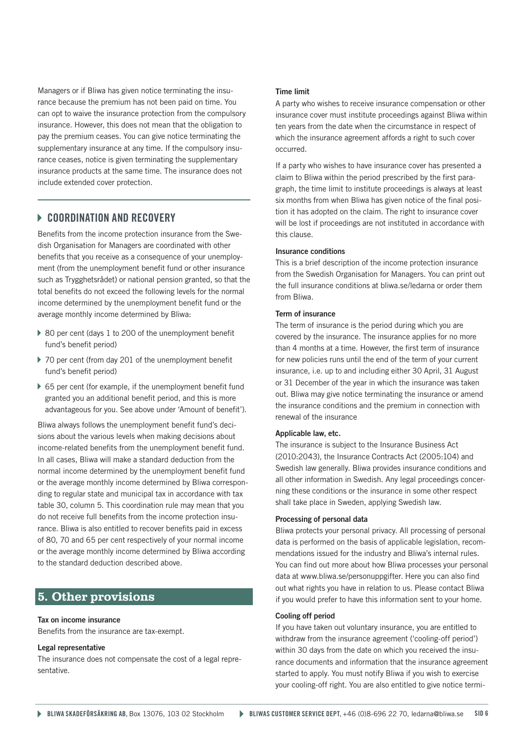Managers or if Bliwa has given notice terminating the insurance because the premium has not been paid on time. You can opt to waive the insurance protection from the compulsory insurance. However, this does not mean that the obligation to pay the premium ceases. You can give notice terminating the supplementary insurance at any time. If the compulsory insurance ceases, notice is given terminating the supplementary insurance products at the same time. The insurance does not include extended cover protection.

### COORDINATION AND RECOVERY

Benefits from the income protection insurance from the Swedish Organisation for Managers are coordinated with other benefits that you receive as a consequence of your unemployment (from the unemployment benefit fund or other insurance such as Trygghetsrådet) or national pension granted, so that the total benefits do not exceed the following levels for the normal income determined by the unemployment benefit fund or the average monthly income determined by Bliwa:

- 80 per cent (days 1 to 200 of the unemployment benefit fund's benefit period)
- 70 per cent (from day 201 of the unemployment benefit fund's benefit period)
- 65 per cent (for example, if the unemployment benefit fund granted you an additional benefit period, and this is more advantageous for you. See above under 'Amount of benefit').

Bliwa always follows the unemployment benefit fund's decisions about the various levels when making decisions about income-related benefits from the unemployment benefit fund. In all cases, Bliwa will make a standard deduction from the normal income determined by the unemployment benefit fund or the average monthly income determined by Bliwa corresponding to regular state and municipal tax in accordance with tax table 30, column 5. This coordination rule may mean that you do not receive full benefits from the income protection insurance. Bliwa is also entitled to recover benefits paid in excess of 80, 70 and 65 per cent respectively of your normal income or the average monthly income determined by Bliwa according to the standard deduction described above.

## 5. Other provisions

**Tax on income insurance**

Benefits from the insurance are tax-exempt.

**Legal representative**

The insurance does not compensate the cost of a legal representative.

**Time limit**

A party who wishes to receive insurance compensation or other insurance cover must institute proceedings against Bliwa within ten years from the date when the circumstance in respect of which the insurance agreement affords a right to such cover occurred.

If a party who wishes to have insurance cover has presented a claim to Bliwa within the period prescribed by the first paragraph, the time limit to institute proceedings is always at least six months from when Bliwa has given notice of the final position it has adopted on the claim. The right to insurance cover will be lost if proceedings are not instituted in accordance with this clause.

**Insurance conditions**

This is a brief description of the income protection insurance from the Swedish Organisation for Managers. You can print out the full insurance conditions at bliwa.se/ledarna or order them from Bliwa.

**Term of insurance**

The term of insurance is the period during which you are covered by the insurance. The insurance applies for no more than 4 months at a time. However, the first term of insurance for new policies runs until the end of the term of your current insurance, i.e. up to and including either 30 April, 31 August or 31 December of the year in which the insurance was taken out. Bliwa may give notice terminating the insurance or amend the insurance conditions and the premium in connection with renewal of the insurance

**Applicable law, etc.**

The insurance is subject to the Insurance Business Act (2010:2043), the Insurance Contracts Act (2005:104) and Swedish law generally. Bliwa provides insurance conditions and all other information in Swedish. Any legal proceedings concerning these conditions or the insurance in some other respect shall take place in Sweden, applying Swedish law.

**Processing of personal data**

Bliwa protects your personal privacy. All processing of personal data is performed on the basis of applicable legislation, recommendations issued for the industry and Bliwa's internal rules. You can find out more about how Bliwa processes your personal data at www.bliwa.se/personuppgifter. Here you can also find out what rights you have in relation to us. Please contact Bliwa if you would prefer to have this information sent to your home.

**Cooling off period**

If you have taken out voluntary insurance, you are entitled to withdraw from the insurance agreement ('cooling-off period') within 30 days from the date on which you received the insurance documents and information that the insurance agreement started to apply. You must notify Bliwa if you wish to exercise your cooling-off right. You are also entitled to give notice termi-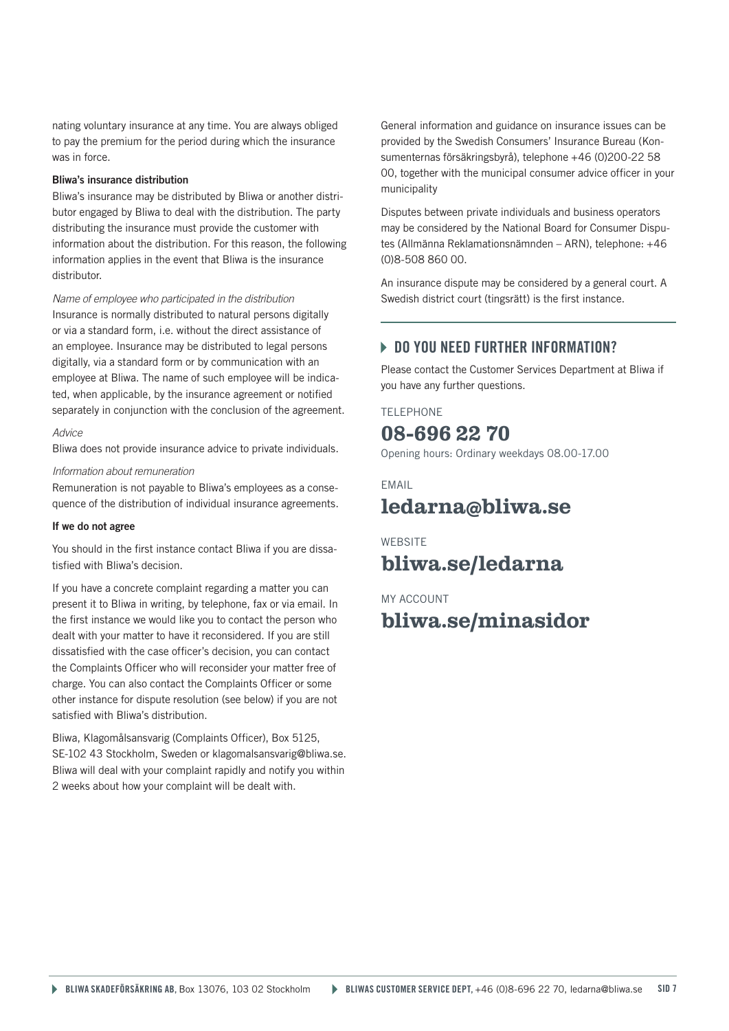nating voluntary insurance at any time. You are always obliged to pay the premium for the period during which the insurance was in force.

**Bliwa's insurance distribution**

Bliwa's insurance may be distributed by Bliwa or another distributor engaged by Bliwa to deal with the distribution. The party distributing the insurance must provide the customer with information about the distribution. For this reason, the following information applies in the event that Bliwa is the insurance distributor.

*Name of employee who participated in the distribution*

Insurance is normally distributed to natural persons digitally or via a standard form, i.e. without the direct assistance of an employee. Insurance may be distributed to legal persons digitally, via a standard form or by communication with an employee at Bliwa. The name of such employee will be indicated, when applicable, by the insurance agreement or notified separately in conjunction with the conclusion of the agreement.

*Advice*

Bliwa does not provide insurance advice to private individuals.

*Information about remuneration*

Remuneration is not payable to Bliwa's employees as a consequence of the distribution of individual insurance agreements.

**If we do not agree**

You should in the first instance contact Bliwa if you are dissatisfied with Bliwa's decision.

If you have a concrete complaint regarding a matter you can present it to Bliwa in writing, by telephone, fax or via email. In the first instance we would like you to contact the person who dealt with your matter to have it reconsidered. If you are still dissatisfied with the case officer's decision, you can contact the Complaints Officer who will reconsider your matter free of charge. You can also contact the Complaints Officer or some other instance for dispute resolution (see below) if you are not satisfied with Bliwa's distribution.

Bliwa, Klagomålsansvarig (Complaints Officer), Box 5125, SE-102 43 Stockholm, Sweden or klagomalsansvarig@bliwa.se. Bliwa will deal with your complaint rapidly and notify you within 2 weeks about how your complaint will be dealt with.

General information and guidance on insurance issues can be provided by the Swedish Consumers' Insurance Bureau (Konsumenternas försäkringsbyrå), telephone +46 (0)200-22 58 00, together with the municipal consumer advice officer in your municipality

Disputes between private individuals and business operators may be considered by the National Board for Consumer Disputes (Allmänna Reklamationsnämnden – ARN), telephone: +46 (0)8-508 860 00.

An insurance dispute may be considered by a general court. A Swedish district court (tingsrätt) is the first instance.

## DO YOU NEED FURTHER INFORMATION?

Please contact the Customer Services Department at Bliwa if you have any further questions.

TELEPHONE

**08-696 22 70**

Opening hours: Ordinary weekdays 08.00-17.00

EMAIL

**ledarna@bliwa.se**

WEBSITE

**bliwa.se/ledarna**

MY ACCOUNT

**bliwa.se/minasidor**